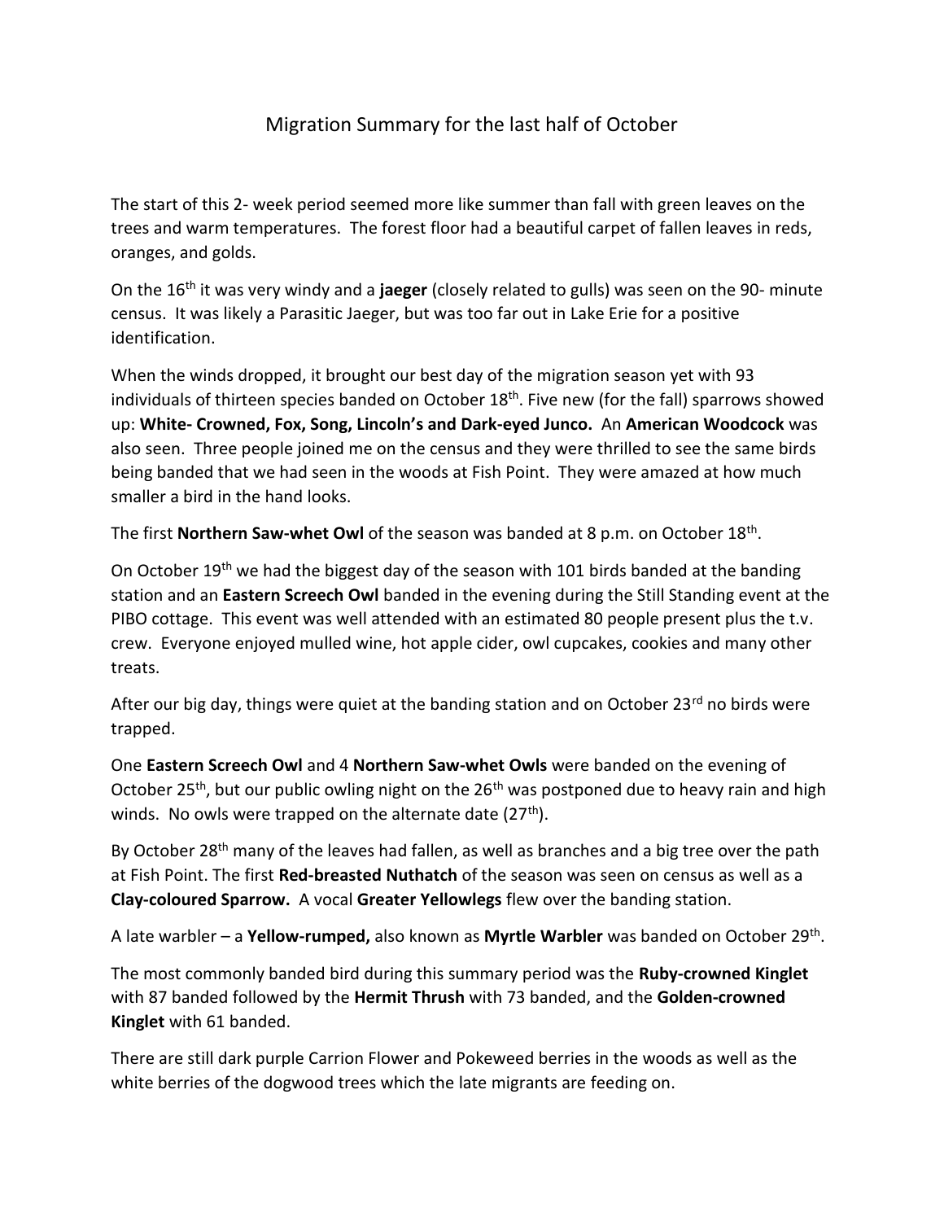# Migration Summary for the last half of October

The start of this 2- week period seemed more like summer than fall with green leaves on the trees and warm temperatures. The forest floor had a beautiful carpet of fallen leaves in reds, oranges, and golds.

On the 16th it was very windy and a **jaeger** (closely related to gulls) was seen on the 90- minute census. It was likely a Parasitic Jaeger, but was too far out in Lake Erie for a positive identification.

When the winds dropped, it brought our best day of the migration season yet with 93 individuals of thirteen species banded on October 18th. Five new (for the fall) sparrows showed up: **White- Crowned, Fox, Song, Lincoln's and Dark-eyed Junco.** An **American Woodcock** was also seen. Three people joined me on the census and they were thrilled to see the same birds being banded that we had seen in the woods at Fish Point. They were amazed at how much smaller a bird in the hand looks.

The first **Northern Saw-whet Owl** of the season was banded at 8 p.m. on October 18th.

On October 19th we had the biggest day of the season with 101 birds banded at the banding station and an **Eastern Screech Owl** banded in the evening during the Still Standing event at the PIBO cottage. This event was well attended with an estimated 80 people present plus the t.v. crew. Everyone enjoyed mulled wine, hot apple cider, owl cupcakes, cookies and many other treats.

After our big day, things were quiet at the banding station and on October 23rd no birds were trapped.

One **Eastern Screech Owl** and 4 **Northern Saw-whet Owls** were banded on the evening of October 25th, but our public owling night on the 26th was postponed due to heavy rain and high winds. No owls were trapped on the alternate date (27th).

By October 28th many of the leaves had fallen, as well as branches and a big tree over the path at Fish Point. The first **Red-breasted Nuthatch** of the season was seen on census as well as a **Clay-coloured Sparrow.** A vocal **Greater Yellowlegs** flew over the banding station.

A late warbler – a **Yellow-rumped,** also known as **Myrtle Warbler** was banded on October 29th.

The most commonly banded bird during this summary period was the **Ruby-crowned Kinglet** with 87 banded followed by the **Hermit Thrush** with 73 banded, and the **Golden-crowned Kinglet** with 61 banded.

There are still dark purple Carrion Flower and Pokeweed berries in the woods as well as the white berries of the dogwood trees which the late migrants are feeding on.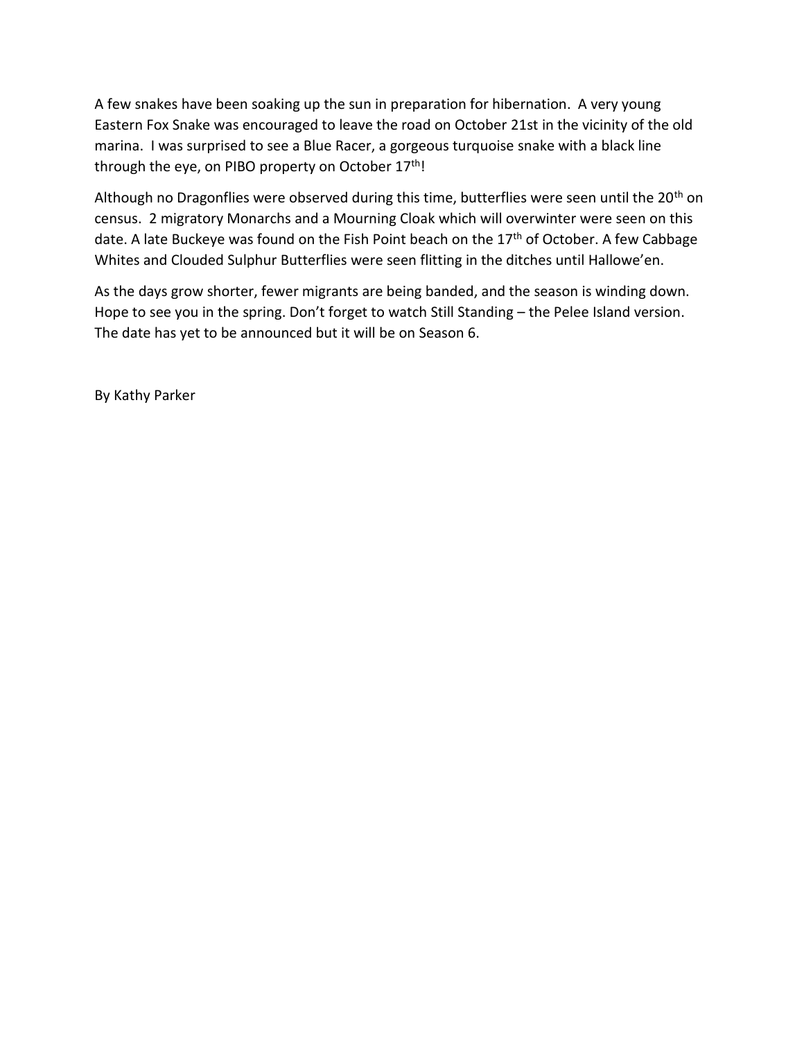A few snakes have been soaking up the sun in preparation for hibernation. A very young Eastern Fox Snake was encouraged to leave the road on October 21st in the vicinity of the old marina. I was surprised to see a Blue Racer, a gorgeous turquoise snake with a black line through the eye, on PIBO property on October 17th!

Although no Dragonflies were observed during this time, butterflies were seen until the 20th on census. 2 migratory Monarchs and a Mourning Cloak which will overwinter were seen on this date. A late Buckeye was found on the Fish Point beach on the 17th of October. A few Cabbage Whites and Clouded Sulphur Butterflies were seen flitting in the ditches until Hallowe'en.

As the days grow shorter, fewer migrants are being banded, and the season is winding down. Hope to see you in the spring. Don't forget to watch Still Standing – the Pelee Island version. The date has yet to be announced but it will be on Season 6.

By Kathy Parker